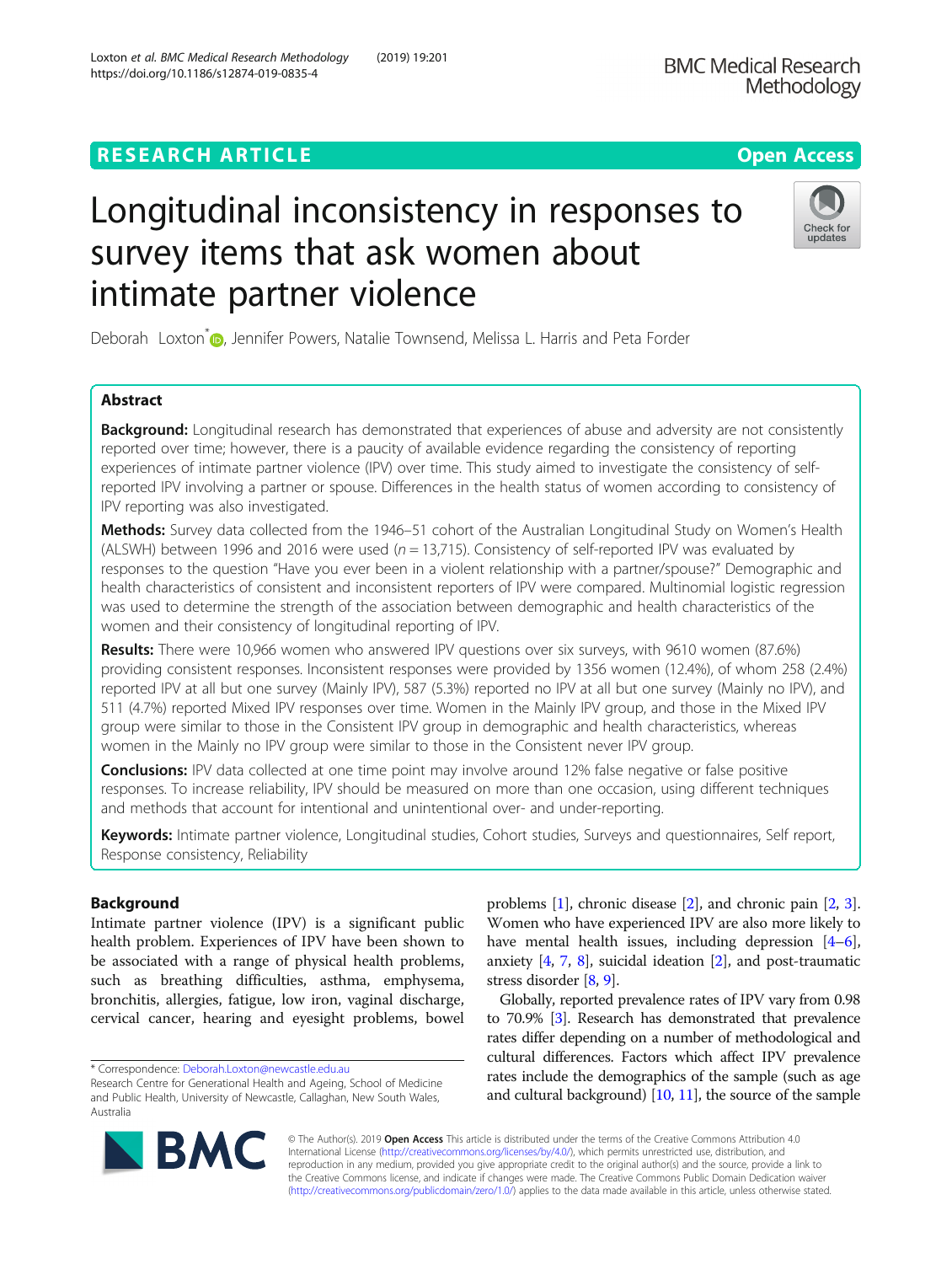RESEARCH ARTICLE

Open Access

# Longitudinal inconsistency in responses to survey items that ask women about intimate partner violence

Deborah Loxton*, Jennifer Powers, Natalie Townsend, Melissa L. Harris and Peta Forder

## Abstract

**Background:** Longitudinal research has demonstrated that experiences of abuse and adversity are not consistently reported over time; however, there is a paucity of available evidence regarding the consistency of reporting experiences of intimate partner violence (IPV) over time. This study aimed to investigate the consistency of self-reported IPV involving a partner or spouse. Differences in the health status of women according to consistency of IPV reporting was also investigated.

**Methods:** Survey data collected from the 1946–51 cohort of the Australian Longitudinal Study on Women's Health (ALSWH) between 1996 and 2016 were used ($n = 13,715$). Consistency of self-reported IPV was evaluated by responses to the question "Have you ever been in a violent relationship with a partner/spouse?" Demographic and health characteristics of consistent and inconsistent reporters of IPV were compared. Multinomial logistic regression was used to determine the strength of the association between demographic and health characteristics of the women and their consistency of longitudinal reporting of IPV.

**Results:** There were 10,966 women who answered IPV questions over six surveys, with 9610 women (87.6%) providing consistent responses. Inconsistent responses were provided by 1356 women (12.4%), of whom 258 (2.4%) reported IPV at all but one survey (Mainly IPV), 587 (5.3%) reported no IPV at all but one survey (Mainly no IPV), and 511 (4.7%) reported Mixed IPV responses over time. Women in the Mainly IPV group, and those in the Mixed IPV group were similar to those in the Consistent IPV group in demographic and health characteristics, whereas women in the Mainly no IPV group were similar to those in the Consistent never IPV group.

**Conclusions:** IPV data collected at one time point may involve around 12% false negative or false positive responses. To increase reliability, IPV should be measured on more than one occasion, using different techniques and methods that account for intentional and unintentional over- and under-reporting.

**Keywords:** Intimate partner violence, Longitudinal studies, Cohort studies, Surveys and questionnaires, Self report, Response consistency, Reliability

## Background

Intimate partner violence (IPV) is a significant public health problem. Experiences of IPV have been shown to be associated with a range of physical health problems, such as breathing difficulties, asthma, emphysema, bronchitis, allergies, fatigue, low iron, vaginal discharge, cervical cancer, hearing and eyesight problems, bowel problems [1], chronic disease [2], and chronic pain [2, 3]. Women who have experienced IPV are also more likely to have mental health issues, including depression [4–6], anxiety [4, 7, 8], suicidal ideation [2], and post-traumatic stress disorder [8, 9].

Globally, reported prevalence rates of IPV vary from 0.98 to 70.9% [3]. Research has demonstrated that prevalence rates differ depending on a number of methodological and cultural differences. Factors which affect IPV prevalence rates include the demographics of the sample (such as age and cultural background) [10, 11], the source of the sample

* Correspondence: Deborah.Loxton@newcastle.edu.au
Research Centre for Generational Health and Ageing, School of Medicine and Public Health, University of Newcastle, Callaghan, New South Wales, Australia

© The Author(s). 2019 **Open Access** This article is distributed under the terms of the Creative Commons Attribution 4.0 International License (http://creativecommons.org/licenses/by/4.0/), which permits unrestricted use, distribution, and reproduction in any medium, provided you give appropriate credit to the original author(s) and the source, provide a link to the Creative Commons license, and indicate if changes were made. The Creative Commons Public Domain Dedication waiver (http://creativecommons.org/publicdomain/zero/1.0/) applies to the data made available in this article, unless otherwise stated.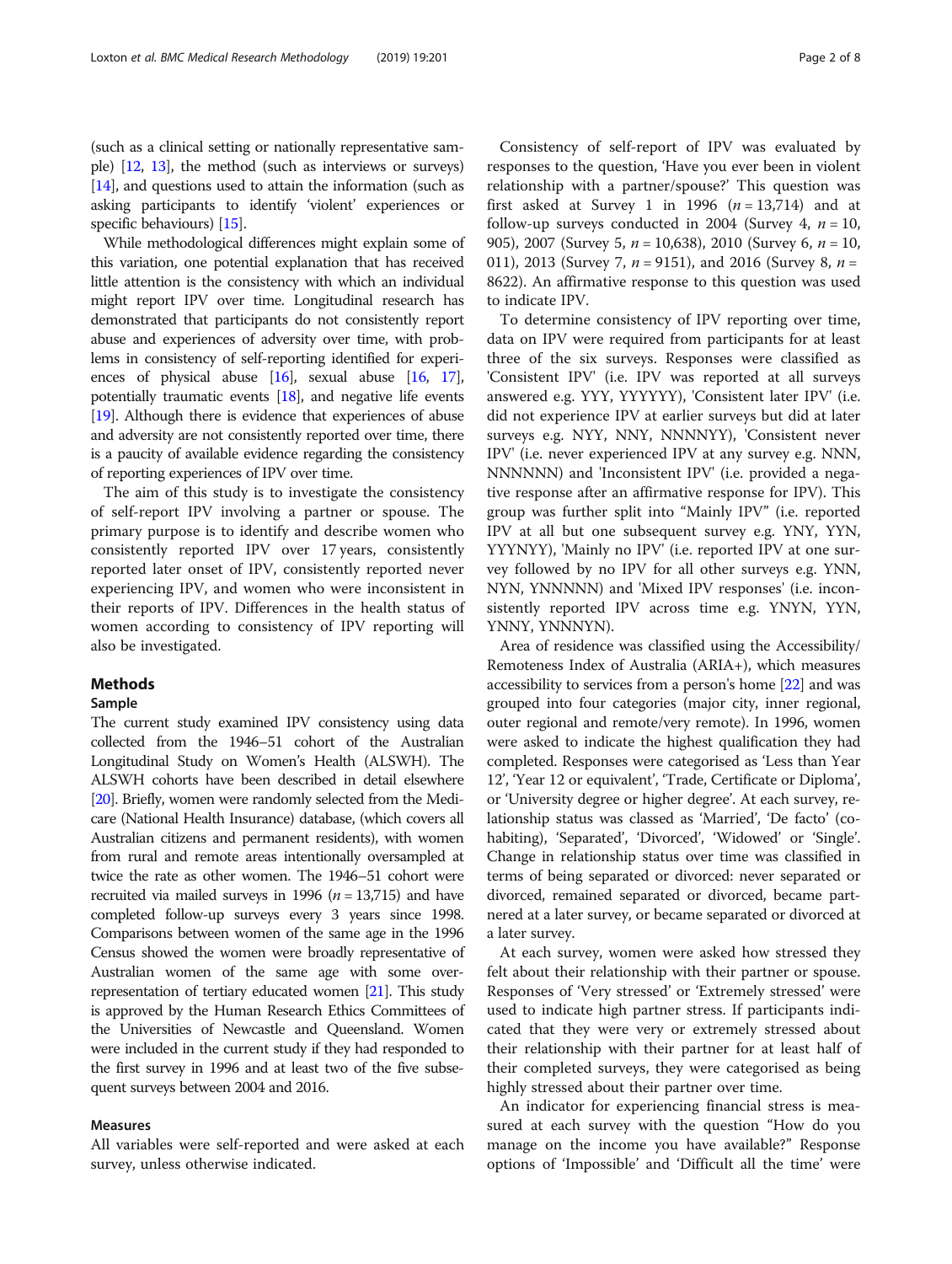(such as a clinical setting or nationally representative sample) [12, 13], the method (such as interviews or surveys) [14], and questions used to attain the information (such as asking participants to identify 'violent' experiences or specific behaviours) [15].

While methodological differences might explain some of this variation, one potential explanation that has received little attention is the consistency with which an individual might report IPV over time. Longitudinal research has demonstrated that participants do not consistently report abuse and experiences of adversity over time, with problems in consistency of self-reporting identified for experiences of physical abuse [16], sexual abuse [16, 17], potentially traumatic events [18], and negative life events [19]. Although there is evidence that experiences of abuse and adversity are not consistently reported over time, there is a paucity of available evidence regarding the consistency of reporting experiences of IPV over time.

The aim of this study is to investigate the consistency of self-report IPV involving a partner or spouse. The primary purpose is to identify and describe women who consistently reported IPV over 17 years, consistently reported later onset of IPV, consistently reported never experiencing IPV, and women who were inconsistent in their reports of IPV. Differences in the health status of women according to consistency of IPV reporting will also be investigated.

## Methods

### Sample

The current study examined IPV consistency using data collected from the 1946–51 cohort of the Australian Longitudinal Study on Women's Health (ALSWH). The ALSWH cohorts have been described in detail elsewhere [20]. Briefly, women were randomly selected from the Medicare (National Health Insurance) database, (which covers all Australian citizens and permanent residents), with women from rural and remote areas intentionally oversampled at twice the rate as other women. The 1946–51 cohort were recruited via mailed surveys in 1996 ($n = 13{,}715$) and have completed follow-up surveys every 3 years since 1998. Comparisons between women of the same age in the 1996 Census showed the women were broadly representative of Australian women of the same age with some over-representation of tertiary educated women [21]. This study is approved by the Human Research Ethics Committees of the Universities of Newcastle and Queensland. Women were included in the current study if they had responded to the first survey in 1996 and at least two of the five subsequent surveys between 2004 and 2016.

### Measures

All variables were self-reported and were asked at each survey, unless otherwise indicated.

Consistency of self-report of IPV was evaluated by responses to the question, 'Have you ever been in violent relationship with a partner/spouse?' This question was first asked at Survey 1 in 1996 ($n = 13{,}714$) and at follow-up surveys conducted in 2004 (Survey 4, $n = 10{,}905$), 2007 (Survey 5, $n = 10{,}638$), 2010 (Survey 6, $n = 10{,}011$), 2013 (Survey 7, $n = 9151$), and 2016 (Survey 8, $n = 8622$). An affirmative response to this question was used to indicate IPV.

To determine consistency of IPV reporting over time, data on IPV were required from participants for at least three of the six surveys. Responses were classified as 'Consistent IPV' (i.e. IPV was reported at all surveys answered e.g. YYY, YYYYYY), 'Consistent later IPV' (i.e. did not experience IPV at earlier surveys but did at later surveys e.g. NYY, NNY, NNNNYY), 'Consistent never IPV' (i.e. never experienced IPV at any survey e.g. NNN, NNNNNN) and 'Inconsistent IPV' (i.e. provided a negative response after an affirmative response for IPV). This group was further split into "Mainly IPV" (i.e. reported IPV at all but one subsequent survey e.g. YNY, YYN, YYYYNY), 'Mainly no IPV' (i.e. reported IPV at one survey followed by no IPV for all other surveys e.g. YNN, NYN, YNNNNN) and 'Mixed IPV responses' (i.e. inconsistently reported IPV across time e.g. YNYN, YYN, YNNY, YNNNYN).

Area of residence was classified using the Accessibility/Remoteness Index of Australia (ARIA+), which measures accessibility to services from a person's home [22] and was grouped into four categories (major city, inner regional, outer regional and remote/very remote). In 1996, women were asked to indicate the highest qualification they had completed. Responses were categorised as 'Less than Year 12', 'Year 12 or equivalent', 'Trade, Certificate or Diploma', or 'University degree or higher degree'. At each survey, relationship status was classed as 'Married', 'De facto' (cohabiting), 'Separated', 'Divorced', 'Widowed' or 'Single'. Change in relationship status over time was classified in terms of being separated or divorced: never separated or divorced, remained separated or divorced, became partnered at a later survey, or became separated or divorced at a later survey.

At each survey, women were asked how stressed they felt about their relationship with their partner or spouse. Responses of 'Very stressed' or 'Extremely stressed' were used to indicate high partner stress. If participants indicated that they were very or extremely stressed about their relationship with their partner for at least half of their completed surveys, they were categorised as being highly stressed about their partner over time.

An indicator for experiencing financial stress is measured at each survey with the question "How do you manage on the income you have available?" Response options of 'Impossible' and 'Difficult all the time' were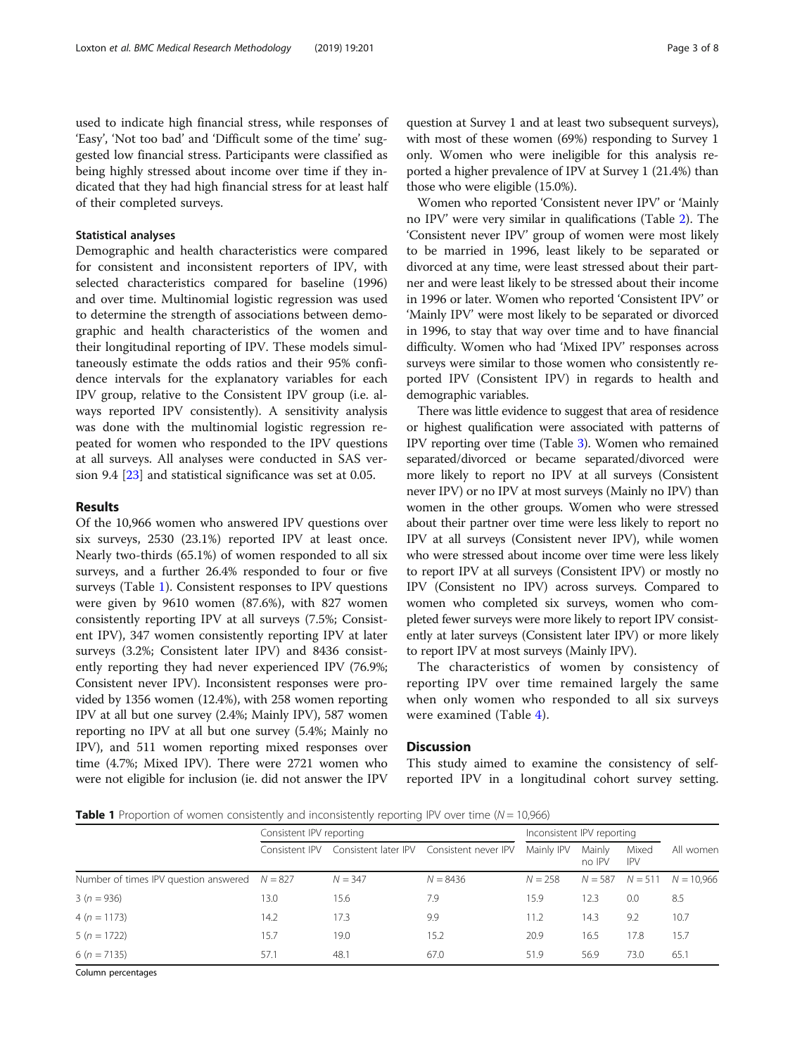used to indicate high financial stress, while responses of 'Easy', 'Not too bad' and 'Difficult some of the time' suggested low financial stress. Participants were classified as being highly stressed about income over time if they indicated that they had high financial stress for at least half of their completed surveys.

### Statistical analyses

Demographic and health characteristics were compared for consistent and inconsistent reporters of IPV, with selected characteristics compared for baseline (1996) and over time. Multinomial logistic regression was used to determine the strength of associations between demographic and health characteristics of the women and their longitudinal reporting of IPV. These models simultaneously estimate the odds ratios and their 95% confidence intervals for the explanatory variables for each IPV group, relative to the Consistent IPV group (i.e. always reported IPV consistently). A sensitivity analysis was done with the multinomial logistic regression repeated for women who responded to the IPV questions at all surveys. All analyses were conducted in SAS version 9.4 [23] and statistical significance was set at 0.05.

## Results

Of the 10,966 women who answered IPV questions over six surveys, 2530 (23.1%) reported IPV at least once. Nearly two-thirds (65.1%) of women responded to all six surveys, and a further 26.4% responded to four or five surveys (Table 1). Consistent responses to IPV questions were given by 9610 women (87.6%), with 827 women consistently reporting IPV at all surveys (7.5%; Consistent IPV), 347 women consistently reporting IPV at later surveys (3.2%; Consistent later IPV) and 8436 consistently reporting they had never experienced IPV (76.9%; Consistent never IPV). Inconsistent responses were provided by 1356 women (12.4%), with 258 women reporting IPV at all but one survey (2.4%; Mainly IPV), 587 women reporting no IPV at all but one survey (5.4%; Mainly no IPV), and 511 women reporting mixed responses over time (4.7%; Mixed IPV). There were 2721 women who were not eligible for inclusion (ie. did not answer the IPV question at Survey 1 and at least two subsequent surveys), with most of these women (69%) responding to Survey 1 only. Women who were ineligible for this analysis reported a higher prevalence of IPV at Survey 1 (21.4%) than those who were eligible (15.0%).

Women who reported 'Consistent never IPV' or 'Mainly no IPV' were very similar in qualifications (Table 2). The 'Consistent never IPV' group of women were most likely to be married in 1996, least likely to be separated or divorced at any time, were least stressed about their partner and were least likely to be stressed about their income in 1996 or later. Women who reported 'Consistent IPV' or 'Mainly IPV' were most likely to be separated or divorced in 1996, to stay that way over time and to have financial difficulty. Women who had 'Mixed IPV' responses across surveys were similar to those women who consistently reported IPV (Consistent IPV) in regards to health and demographic variables.

There was little evidence to suggest that area of residence or highest qualification were associated with patterns of IPV reporting over time (Table 3). Women who remained separated/divorced or became separated/divorced were more likely to report no IPV at all surveys (Consistent never IPV) or no IPV at most surveys (Mainly no IPV) than women in the other groups. Women who were stressed about their partner over time were less likely to report no IPV at all surveys (Consistent never IPV), while women who were stressed about income over time were less likely to report IPV at all surveys (Consistent IPV) or mostly no IPV (Consistent no IPV) across surveys. Compared to women who completed six surveys, women who completed fewer surveys were more likely to report IPV consistently at later surveys (Consistent later IPV) or more likely to report IPV at most surveys (Mainly IPV).

The characteristics of women by consistency of reporting IPV over time remained largely the same when only women who responded to all six surveys were examined (Table 4).

## Discussion

This study aimed to examine the consistency of self-reported IPV in a longitudinal cohort survey setting.

**Table 1** Proportion of women consistently and inconsistently reporting IPV over time ($N = 10{,}966$)

| | Consistent IPV reporting | | | Inconsistent IPV reporting | | | All women |
|---|---|---|---|---|---|---|---|
| | Consistent IPV | Consistent later IPV | Consistent never IPV | Mainly IPV | Mainly no IPV | Mixed IPV | |
| Number of times IPV question answered | $N = 827$ | $N = 347$ | $N = 8436$ | $N = 258$ | $N = 587$ | $N = 511$ | $N = 10{,}966$ |
| 3 ($n = 936$) | 13.0 | 15.6 | 7.9 | 15.9 | 12.3 | 0.0 | 8.5 |
| 4 ($n = 1173$) | 14.2 | 17.3 | 9.9 | 11.2 | 14.3 | 9.2 | 10.7 |
| 5 ($n = 1722$) | 15.7 | 19.0 | 15.2 | 20.9 | 16.5 | 17.8 | 15.7 |
| 6 ($n = 7135$) | 57.1 | 48.1 | 67.0 | 51.9 | 56.9 | 73.0 | 65.1 |

Column percentages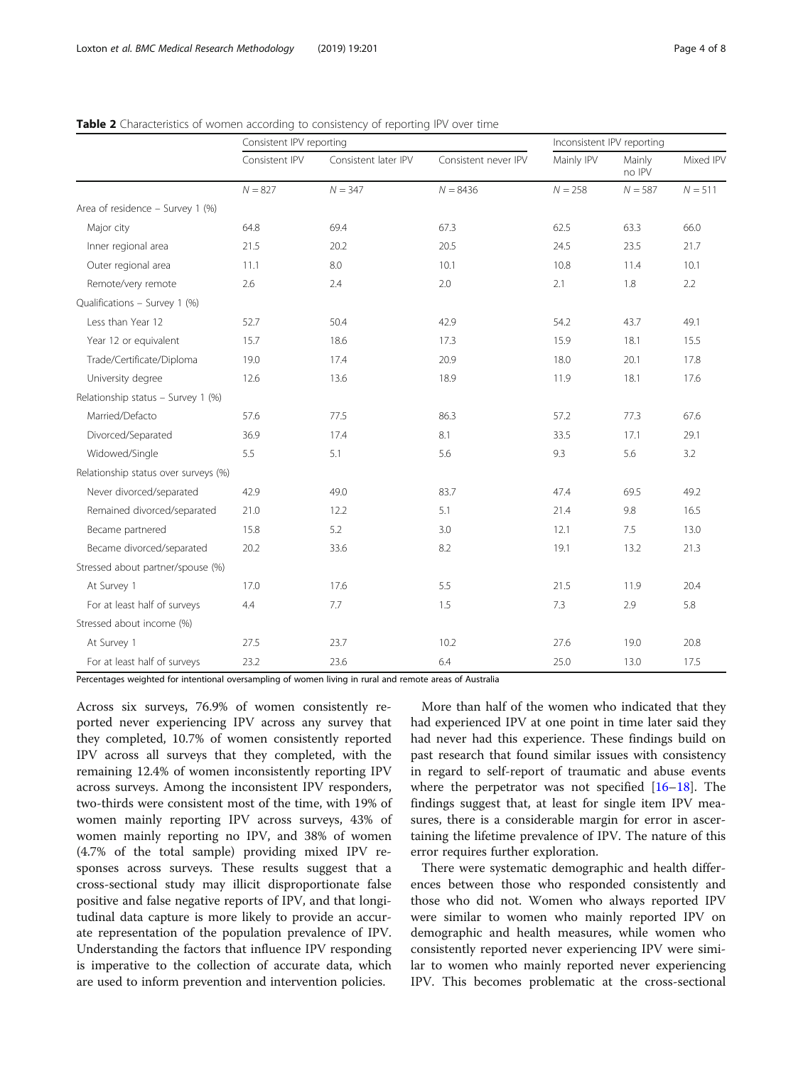**Table 2** Characteristics of women according to consistency of reporting IPV over time

| | Consistent IPV reporting | | | Inconsistent IPV reporting | | |
|---|---|---|---|---|---|---|
| | Consistent IPV | Consistent later IPV | Consistent never IPV | Mainly IPV | Mainly no IPV | Mixed IPV |
| | N = 827 | N = 347 | N = 8436 | N = 258 | N = 587 | N = 511 |
| Area of residence – Survey 1 (%) | | | | | | |
| Major city | 64.8 | 69.4 | 67.3 | 62.5 | 63.3 | 66.0 |
| Inner regional area | 21.5 | 20.2 | 20.5 | 24.5 | 23.5 | 21.7 |
| Outer regional area | 11.1 | 8.0 | 10.1 | 10.8 | 11.4 | 10.1 |
| Remote/very remote | 2.6 | 2.4 | 2.0 | 2.1 | 1.8 | 2.2 |
| Qualifications – Survey 1 (%) | | | | | | |
| Less than Year 12 | 52.7 | 50.4 | 42.9 | 54.2 | 43.7 | 49.1 |
| Year 12 or equivalent | 15.7 | 18.6 | 17.3 | 15.9 | 18.1 | 15.5 |
| Trade/Certificate/Diploma | 19.0 | 17.4 | 20.9 | 18.0 | 20.1 | 17.8 |
| University degree | 12.6 | 13.6 | 18.9 | 11.9 | 18.1 | 17.6 |
| Relationship status – Survey 1 (%) | | | | | | |
| Married/Defacto | 57.6 | 77.5 | 86.3 | 57.2 | 77.3 | 67.6 |
| Divorced/Separated | 36.9 | 17.4 | 8.1 | 33.5 | 17.1 | 29.1 |
| Widowed/Single | 5.5 | 5.1 | 5.6 | 9.3 | 5.6 | 3.2 |
| Relationship status over surveys (%) | | | | | | |
| Never divorced/separated | 42.9 | 49.0 | 83.7 | 47.4 | 69.5 | 49.2 |
| Remained divorced/separated | 21.0 | 12.2 | 5.1 | 21.4 | 9.8 | 16.5 |
| Became partnered | 15.8 | 5.2 | 3.0 | 12.1 | 7.5 | 13.0 |
| Became divorced/separated | 20.2 | 33.6 | 8.2 | 19.1 | 13.2 | 21.3 |
| Stressed about partner/spouse (%) | | | | | | |
| At Survey 1 | 17.0 | 17.6 | 5.5 | 21.5 | 11.9 | 20.4 |
| For at least half of surveys | 4.4 | 7.7 | 1.5 | 7.3 | 2.9 | 5.8 |
| Stressed about income (%) | | | | | | |
| At Survey 1 | 27.5 | 23.7 | 10.2 | 27.6 | 19.0 | 20.8 |
| For at least half of surveys | 23.2 | 23.6 | 6.4 | 25.0 | 13.0 | 17.5 |

Percentages weighted for intentional oversampling of women living in rural and remote areas of Australia

Across six surveys, 76.9% of women consistently reported never experiencing IPV across any survey that they completed, 10.7% of women consistently reported IPV across all surveys that they completed, with the remaining 12.4% of women inconsistently reporting IPV across surveys. Among the inconsistent IPV responders, two-thirds were consistent most of the time, with 19% of women mainly reporting IPV across surveys, 43% of women mainly reporting no IPV, and 38% of women (4.7% of the total sample) providing mixed IPV responses across surveys. These results suggest that a cross-sectional study may illicit disproportionate false positive and false negative reports of IPV, and that longitudinal data capture is more likely to provide an accurate representation of the population prevalence of IPV. Understanding the factors that influence IPV responding is imperative to the collection of accurate data, which are used to inform prevention and intervention policies.

More than half of the women who indicated that they had experienced IPV at one point in time later said they had never had this experience. These findings build on past research that found similar issues with consistency in regard to self-report of traumatic and abuse events where the perpetrator was not specified [16–18]. The findings suggest that, at least for single item IPV measures, there is a considerable margin for error in ascertaining the lifetime prevalence of IPV. The nature of this error requires further exploration.

There were systematic demographic and health differences between those who responded consistently and those who did not. Women who always reported IPV were similar to women who mainly reported IPV on demographic and health measures, while women who consistently reported never experiencing IPV were similar to women who mainly reported never experiencing IPV. This becomes problematic at the cross-sectional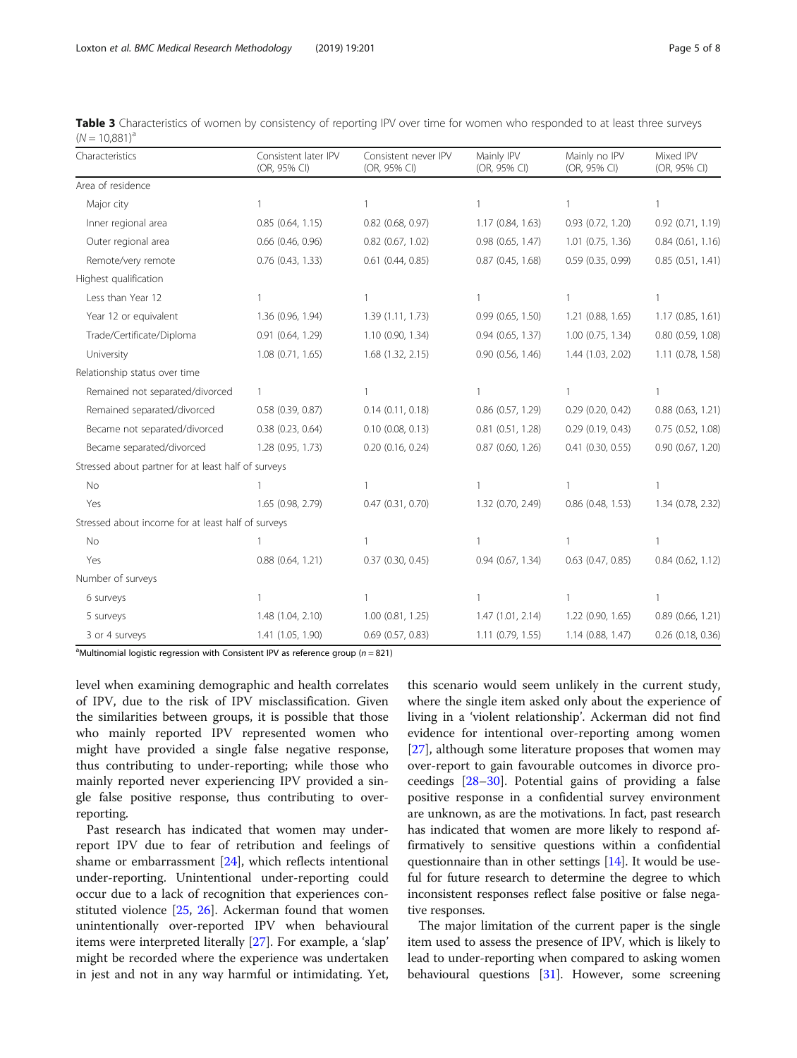**Table 3** Characteristics of women by consistency of reporting IPV over time for women who responded to at least three surveys ($N = 10{,}881$)[a]

| Characteristics | Consistent later IPV (OR, 95% CI) | Consistent never IPV (OR, 95% CI) | Mainly IPV (OR, 95% CI) | Mainly no IPV (OR, 95% CI) | Mixed IPV (OR, 95% CI) |
|---|---|---|---|---|---|
| Area of residence | | | | | |
| Major city | 1 | 1 | 1 | 1 | 1 |
| Inner regional area | 0.85 (0.64, 1.15) | 0.82 (0.68, 0.97) | 1.17 (0.84, 1.63) | 0.93 (0.72, 1.20) | 0.92 (0.71, 1.19) |
| Outer regional area | 0.66 (0.46, 0.96) | 0.82 (0.67, 1.02) | 0.98 (0.65, 1.47) | 1.01 (0.75, 1.36) | 0.84 (0.61, 1.16) |
| Remote/very remote | 0.76 (0.43, 1.33) | 0.61 (0.44, 0.85) | 0.87 (0.45, 1.68) | 0.59 (0.35, 0.99) | 0.85 (0.51, 1.41) |
| Highest qualification | | | | | |
| Less than Year 12 | 1 | 1 | 1 | 1 | 1 |
| Year 12 or equivalent | 1.36 (0.96, 1.94) | 1.39 (1.11, 1.73) | 0.99 (0.65, 1.50) | 1.21 (0.88, 1.65) | 1.17 (0.85, 1.61) |
| Trade/Certificate/Diploma | 0.91 (0.64, 1.29) | 1.10 (0.90, 1.34) | 0.94 (0.65, 1.37) | 1.00 (0.75, 1.34) | 0.80 (0.59, 1.08) |
| University | 1.08 (0.71, 1.65) | 1.68 (1.32, 2.15) | 0.90 (0.56, 1.46) | 1.44 (1.03, 2.02) | 1.11 (0.78, 1.58) |
| Relationship status over time | | | | | |
| Remained not separated/divorced | 1 | 1 | 1 | 1 | 1 |
| Remained separated/divorced | 0.58 (0.39, 0.87) | 0.14 (0.11, 0.18) | 0.86 (0.57, 1.29) | 0.29 (0.20, 0.42) | 0.88 (0.63, 1.21) |
| Became not separated/divorced | 0.38 (0.23, 0.64) | 0.10 (0.08, 0.13) | 0.81 (0.51, 1.28) | 0.29 (0.19, 0.43) | 0.75 (0.52, 1.08) |
| Became separated/divorced | 1.28 (0.95, 1.73) | 0.20 (0.16, 0.24) | 0.87 (0.60, 1.26) | 0.41 (0.30, 0.55) | 0.90 (0.67, 1.20) |
| Stressed about partner for at least half of surveys | | | | | |
| No | 1 | 1 | 1 | 1 | 1 |
| Yes | 1.65 (0.98, 2.79) | 0.47 (0.31, 0.70) | 1.32 (0.70, 2.49) | 0.86 (0.48, 1.53) | 1.34 (0.78, 2.32) |
| Stressed about income for at least half of surveys | | | | | |
| No | 1 | 1 | 1 | 1 | 1 |
| Yes | 0.88 (0.64, 1.21) | 0.37 (0.30, 0.45) | 0.94 (0.67, 1.34) | 0.63 (0.47, 0.85) | 0.84 (0.62, 1.12) |
| Number of surveys | | | | | |
| 6 surveys | 1 | 1 | 1 | 1 | 1 |
| 5 surveys | 1.48 (1.04, 2.10) | 1.00 (0.81, 1.25) | 1.47 (1.01, 2.14) | 1.22 (0.90, 1.65) | 0.89 (0.66, 1.21) |
| 3 or 4 surveys | 1.41 (1.05, 1.90) | 0.69 (0.57, 0.83) | 1.11 (0.79, 1.55) | 1.14 (0.88, 1.47) | 0.26 (0.18, 0.36) |

[a]Multinomial logistic regression with Consistent IPV as reference group ($n = 821$)

level when examining demographic and health correlates of IPV, due to the risk of IPV misclassification. Given the similarities between groups, it is possible that those who mainly reported IPV represented women who might have provided a single false negative response, thus contributing to under-reporting; while those who mainly reported never experiencing IPV provided a single false positive response, thus contributing to over-reporting.

Past research has indicated that women may under-report IPV due to fear of retribution and feelings of shame or embarrassment [24], which reflects intentional under-reporting. Unintentional under-reporting could occur due to a lack of recognition that experiences constituted violence [25, 26]. Ackerman found that women unintentionally over-reported IPV when behavioural items were interpreted literally [27]. For example, a 'slap' might be recorded where the experience was undertaken in jest and not in any way harmful or intimidating. Yet, this scenario would seem unlikely in the current study, where the single item asked only about the experience of living in a 'violent relationship'. Ackerman did not find evidence for intentional over-reporting among women [27], although some literature proposes that women may over-report to gain favourable outcomes in divorce proceedings [28–30]. Potential gains of providing a false positive response in a confidential survey environment are unknown, as are the motivations. In fact, past research has indicated that women are more likely to respond affirmatively to sensitive questions within a confidential questionnaire than in other settings [14]. It would be useful for future research to determine the degree to which inconsistent responses reflect false positive or false negative responses.

The major limitation of the current paper is the single item used to assess the presence of IPV, which is likely to lead to under-reporting when compared to asking women behavioural questions [31]. However, some screening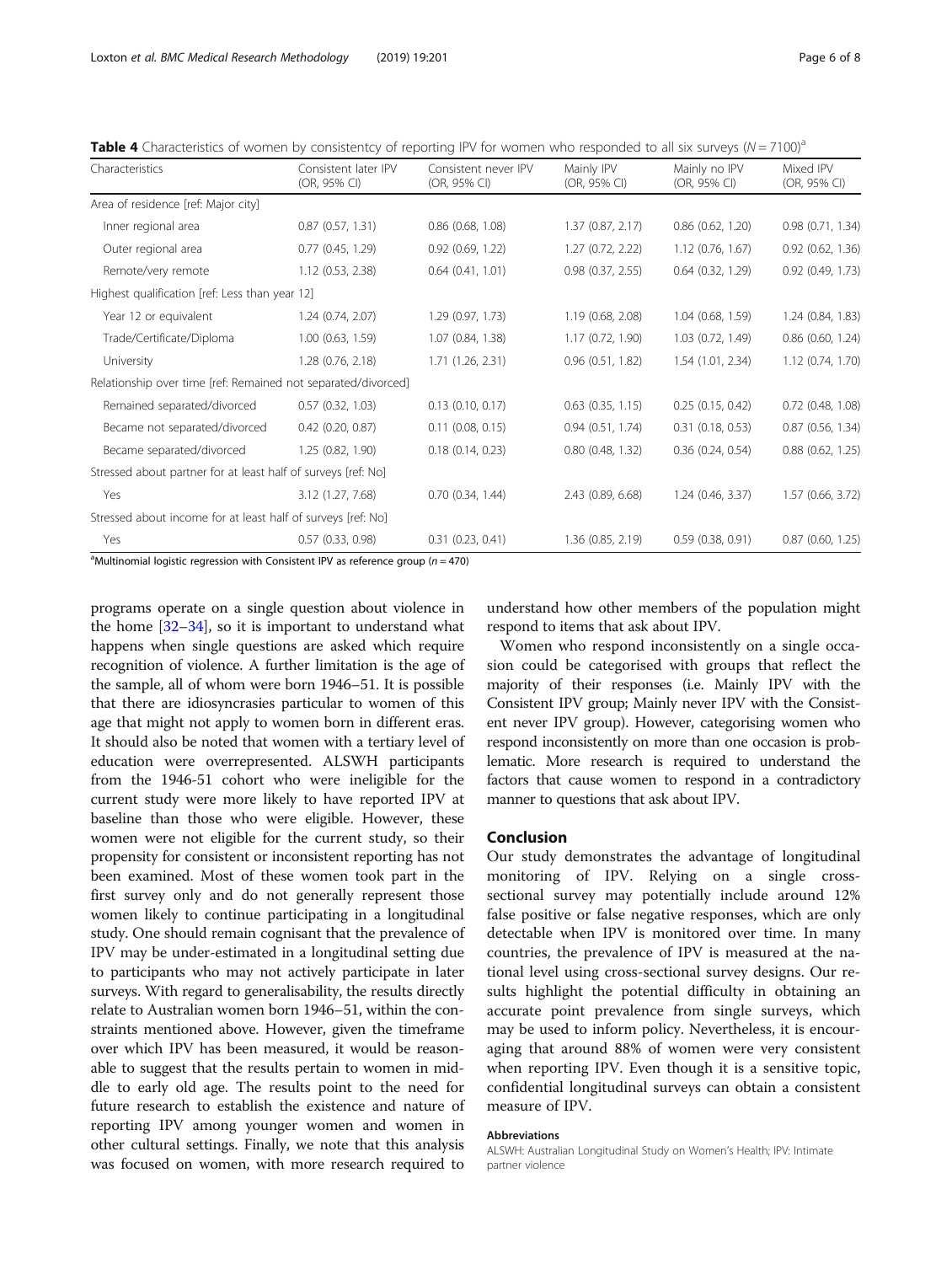**Table 4** Characteristics of women by consistentcy of reporting IPV for women who responded to all six surveys ($N = 7100$)[a]

| Characteristics | Consistent later IPV (OR, 95% CI) | Consistent never IPV (OR, 95% CI) | Mainly IPV (OR, 95% CI) | Mainly no IPV (OR, 95% CI) | Mixed IPV (OR, 95% CI) |
|---|---|---|---|---|---|
| Area of residence [ref: Major city] | | | | | |
| Inner regional area | 0.87 (0.57, 1.31) | 0.86 (0.68, 1.08) | 1.37 (0.87, 2.17) | 0.86 (0.62, 1.20) | 0.98 (0.71, 1.34) |
| Outer regional area | 0.77 (0.45, 1.29) | 0.92 (0.69, 1.22) | 1.27 (0.72, 2.22) | 1.12 (0.76, 1.67) | 0.92 (0.62, 1.36) |
| Remote/very remote | 1.12 (0.53, 2.38) | 0.64 (0.41, 1.01) | 0.98 (0.37, 2.55) | 0.64 (0.32, 1.29) | 0.92 (0.49, 1.73) |
| Highest qualification [ref: Less than year 12] | | | | | |
| Year 12 or equivalent | 1.24 (0.74, 2.07) | 1.29 (0.97, 1.73) | 1.19 (0.68, 2.08) | 1.04 (0.68, 1.59) | 1.24 (0.84, 1.83) |
| Trade/Certificate/Diploma | 1.00 (0.63, 1.59) | 1.07 (0.84, 1.38) | 1.17 (0.72, 1.90) | 1.03 (0.72, 1.49) | 0.86 (0.60, 1.24) |
| University | 1.28 (0.76, 2.18) | 1.71 (1.26, 2.31) | 0.96 (0.51, 1.82) | 1.54 (1.01, 2.34) | 1.12 (0.74, 1.70) |
| Relationship over time [ref: Remained not separated/divorced] | | | | | |
| Remained separated/divorced | 0.57 (0.32, 1.03) | 0.13 (0.10, 0.17) | 0.63 (0.35, 1.15) | 0.25 (0.15, 0.42) | 0.72 (0.48, 1.08) |
| Became not separated/divorced | 0.42 (0.20, 0.87) | 0.11 (0.08, 0.15) | 0.94 (0.51, 1.74) | 0.31 (0.18, 0.53) | 0.87 (0.56, 1.34) |
| Became separated/divorced | 1.25 (0.82, 1.90) | 0.18 (0.14, 0.23) | 0.80 (0.48, 1.32) | 0.36 (0.24, 0.54) | 0.88 (0.62, 1.25) |
| Stressed about partner for at least half of surveys [ref: No] | | | | | |
| Yes | 3.12 (1.27, 7.68) | 0.70 (0.34, 1.44) | 2.43 (0.89, 6.68) | 1.24 (0.46, 3.37) | 1.57 (0.66, 3.72) |
| Stressed about income for at least half of surveys [ref: No] | | | | | |
| Yes | 0.57 (0.33, 0.98) | 0.31 (0.23, 0.41) | 1.36 (0.85, 2.19) | 0.59 (0.38, 0.91) | 0.87 (0.60, 1.25) |

[a]Multinomial logistic regression with Consistent IPV as reference group ($n = 470$)

programs operate on a single question about violence in the home [32–34], so it is important to understand what happens when single questions are asked which require recognition of violence. A further limitation is the age of the sample, all of whom were born 1946–51. It is possible that there are idiosyncrasies particular to women of this age that might not apply to women born in different eras. It should also be noted that women with a tertiary level of education were overrepresented. ALSWH participants from the 1946-51 cohort who were ineligible for the current study were more likely to have reported IPV at baseline than those who were eligible. However, these women were not eligible for the current study, so their propensity for consistent or inconsistent reporting has not been examined. Most of these women took part in the first survey only and do not generally represent those women likely to continue participating in a longitudinal study. One should remain cognisant that the prevalence of IPV may be under-estimated in a longitudinal setting due to participants who may not actively participate in later surveys. With regard to generalisability, the results directly relate to Australian women born 1946–51, within the constraints mentioned above. However, given the timeframe over which IPV has been measured, it would be reasonable to suggest that the results pertain to women in middle to early old age. The results point to the need for future research to establish the existence and nature of reporting IPV among younger women and women in other cultural settings. Finally, we note that this analysis was focused on women, with more research required to understand how other members of the population might respond to items that ask about IPV.

Women who respond inconsistently on a single occasion could be categorised with groups that reflect the majority of their responses (i.e. Mainly IPV with the Consistent IPV group; Mainly never IPV with the Consistent never IPV group). However, categorising women who respond inconsistently on more than one occasion is problematic. More research is required to understand the factors that cause women to respond in a contradictory manner to questions that ask about IPV.

## Conclusion

Our study demonstrates the advantage of longitudinal monitoring of IPV. Relying on a single cross-sectional survey may potentially include around 12% false positive or false negative responses, which are only detectable when IPV is monitored over time. In many countries, the prevalence of IPV is measured at the national level using cross-sectional survey designs. Our results highlight the potential difficulty in obtaining an accurate point prevalence from single surveys, which may be used to inform policy. Nevertheless, it is encouraging that around 88% of women were very consistent when reporting IPV. Even though it is a sensitive topic, confidential longitudinal surveys can obtain a consistent measure of IPV.

### Abbreviations

ALSWH: Australian Longitudinal Study on Women's Health; IPV: Intimate partner violence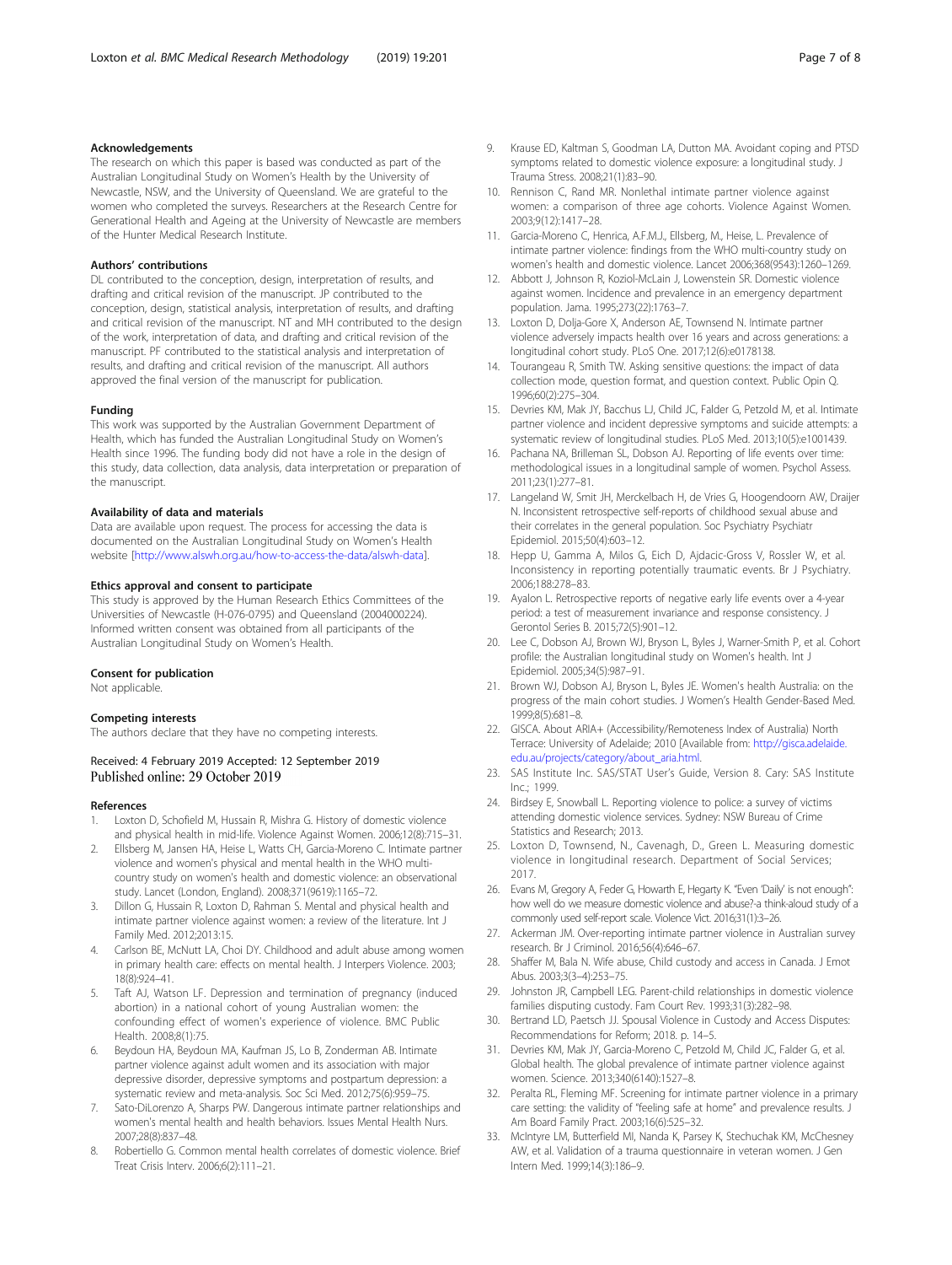### Acknowledgements

The research on which this paper is based was conducted as part of the Australian Longitudinal Study on Women's Health by the University of Newcastle, NSW, and the University of Queensland. We are grateful to the women who completed the surveys. Researchers at the Research Centre for Generational Health and Ageing at the University of Newcastle are members of the Hunter Medical Research Institute.

### Authors' contributions

DL contributed to the conception, design, interpretation of results, and drafting and critical revision of the manuscript. JP contributed to the conception, design, statistical analysis, interpretation of results, and drafting and critical revision of the manuscript. NT and MH contributed to the design of the work, interpretation of data, and drafting and critical revision of the manuscript. PF contributed to the statistical analysis and interpretation of results, and drafting and critical revision of the manuscript. All authors approved the final version of the manuscript for publication.

### Funding

This work was supported by the Australian Government Department of Health, which has funded the Australian Longitudinal Study on Women's Health since 1996. The funding body did not have a role in the design of this study, data collection, data analysis, data interpretation or preparation of the manuscript.

### Availability of data and materials

Data are available upon request. The process for accessing the data is documented on the Australian Longitudinal Study on Women's Health website [http://www.alswh.org.au/how-to-access-the-data/alswh-data].

### Ethics approval and consent to participate

This study is approved by the Human Research Ethics Committees of the Universities of Newcastle (H-076-0795) and Queensland (2004000224). Informed written consent was obtained from all participants of the Australian Longitudinal Study on Women's Health.

### Consent for publication

Not applicable.

### Competing interests

The authors declare that they have no competing interests.

Received: 4 February 2019 Accepted: 12 September 2019
Published online: 29 October 2019

### References

1. Loxton D, Schofield M, Hussain R, Mishra G. History of domestic violence and physical health in mid-life. Violence Against Women. 2006;12(8):715–31.
2. Ellsberg M, Jansen HA, Heise L, Watts CH, Garcia-Moreno C. Intimate partner violence and women's physical and mental health in the WHO multi-country study on women's health and domestic violence: an observational study. Lancet (London, England). 2008;371(9619):1165–72.
3. Dillon G, Hussain R, Loxton D, Rahman S. Mental and physical health and intimate partner violence against women: a review of the literature. Int J Family Med. 2012;2013:15.
4. Carlson BE, McNutt LA, Choi DY. Childhood and adult abuse among women in primary health care: effects on mental health. J Interpers Violence. 2003; 18(8):924–41.
5. Taft AJ, Watson LF. Depression and termination of pregnancy (induced abortion) in a national cohort of young Australian women: the confounding effect of women's experience of violence. BMC Public Health. 2008;8(1):75.
6. Beydoun HA, Beydoun MA, Kaufman JS, Lo B, Zonderman AB. Intimate partner violence against adult women and its association with major depressive disorder, depressive symptoms and postpartum depression: a systematic review and meta-analysis. Soc Sci Med. 2012;75(6):959–75.
7. Sato-DiLorenzo A, Sharps PW. Dangerous intimate partner relationships and women's mental health and health behaviors. Issues Mental Health Nurs. 2007;28(8):837–48.
8. Robertiello G. Common mental health correlates of domestic violence. Brief Treat Crisis Interv. 2006;6(2):111–21.
9. Krause ED, Kaltman S, Goodman LA, Dutton MA. Avoidant coping and PTSD symptoms related to domestic violence exposure: a longitudinal study. J Trauma Stress. 2008;21(1):83–90.
10. Rennison C, Rand MR. Nonlethal intimate partner violence against women: a comparison of three age cohorts. Violence Against Women. 2003;9(12):1417–28.
11. Garcia-Moreno C, Henrica, A.F.M.J., Ellsberg, M., Heise, L. Prevalence of intimate partner violence: findings from the WHO multi-country study on women's health and domestic violence. Lancet 2006;368(9543):1260–1269.
12. Abbott J, Johnson R, Koziol-McLain J, Lowenstein SR. Domestic violence against women. Incidence and prevalence in an emergency department population. Jama. 1995;273(22):1763–7.
13. Loxton D, Dolja-Gore X, Anderson AE, Townsend N. Intimate partner violence adversely impacts health over 16 years and across generations: a longitudinal cohort study. PLoS One. 2017;12(6):e0178138.
14. Tourangeau R, Smith TW. Asking sensitive questions: the impact of data collection mode, question format, and question context. Public Opin Q. 1996;60(2):275–304.
15. Devries KM, Mak JY, Bacchus LJ, Child JC, Falder G, Petzold M, et al. Intimate partner violence and incident depressive symptoms and suicide attempts: a systematic review of longitudinal studies. PLoS Med. 2013;10(5):e1001439.
16. Pachana NA, Brilleman SL, Dobson AJ. Reporting of life events over time: methodological issues in a longitudinal sample of women. Psychol Assess. 2011;23(1):277–81.
17. Langeland W, Smit JH, Merckelbach H, de Vries G, Hoogendoorn AW, Draijer N. Inconsistent retrospective self-reports of childhood sexual abuse and their correlates in the general population. Soc Psychiatry Psychiatr Epidemiol. 2015;50(4):603–12.
18. Hepp U, Gamma A, Milos G, Eich D, Ajdacic-Gross V, Rossler W, et al. Inconsistency in reporting potentially traumatic events. Br J Psychiatry. 2006;188:278–83.
19. Ayalon L. Retrospective reports of negative early life events over a 4-year period: a test of measurement invariance and response consistency. J Gerontol Series B. 2015;72(5):901–12.
20. Lee C, Dobson AJ, Brown WJ, Bryson L, Byles J, Warner-Smith P, et al. Cohort profile: the Australian longitudinal study on Women's health. Int J Epidemiol. 2005;34(5):987–91.
21. Brown WJ, Dobson AJ, Bryson L, Byles JE. Women's health Australia: on the progress of the main cohort studies. J Women's Health Gender-Based Med. 1999;8(5):681–8.
22. GISCA. About ARIA+ (Accessibility/Remoteness Index of Australia) North Terrace: University of Adelaide; 2010 [Available from: http://gisca.adelaide.edu.au/projects/category/about_aria.html.
23. SAS Institute Inc. SAS/STAT User's Guide, Version 8. Cary: SAS Institute Inc.; 1999.
24. Birdsey E, Snowball L. Reporting violence to police: a survey of victims attending domestic violence services. Sydney: NSW Bureau of Crime Statistics and Research; 2013.
25. Loxton D, Townsend, N., Cavenagh, D., Green L. Measuring domestic violence in longitudinal research. Department of Social Services; 2017.
26. Evans M, Gregory A, Feder G, Howarth E, Hegarty K. "Even 'Daily' is not enough": how well do we measure domestic violence and abuse?-a think-aloud study of a commonly used self-report scale. Violence Vict. 2016;31(1):3–26.
27. Ackerman JM. Over-reporting intimate partner violence in Australian survey research. Br J Criminol. 2016;56(4):646–67.
28. Shaffer M, Bala N. Wife abuse, Child custody and access in Canada. J Emot Abus. 2003;3(3–4):253–75.
29. Johnston JR, Campbell LEG. Parent-child relationships in domestic violence families disputing custody. Fam Court Rev. 1993;31(3):282–98.
30. Bertrand LD, Paetsch JJ. Spousal Violence in Custody and Access Disputes: Recommendations for Reform; 2018. p. 14–5.
31. Devries KM, Mak JY, Garcia-Moreno C, Petzold M, Child JC, Falder G, et al. Global health. The global prevalence of intimate partner violence against women. Science. 2013;340(6140):1527–8.
32. Peralta RL, Fleming MF. Screening for intimate partner violence in a primary care setting: the validity of "feeling safe at home" and prevalence results. J Am Board Family Pract. 2003;16(6):525–32.
33. McIntyre LM, Butterfield MI, Nanda K, Parsey K, Stechuchak KM, McChesney AW, et al. Validation of a trauma questionnaire in veteran women. J Gen Intern Med. 1999;14(3):186–9.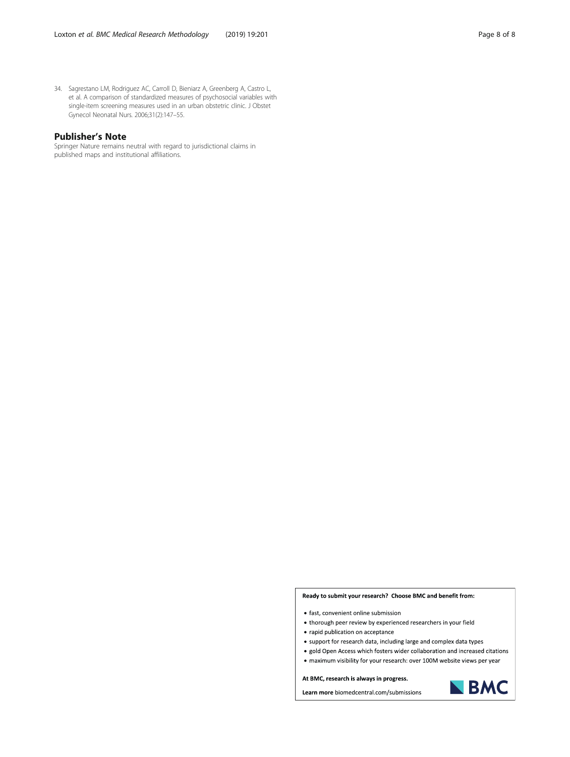34. Sagrestano LM, Rodriguez AC, Carroll D, Bieniarz A, Greenberg A, Castro L, et al. A comparison of standardized measures of psychosocial variables with single-item screening measures used in an urban obstetric clinic. J Obstet Gynecol Neonatal Nurs. 2006;31(2):147–55.

## Publisher's Note

Springer Nature remains neutral with regard to jurisdictional claims in published maps and institutional affiliations.

**Ready to submit your research? Choose BMC and benefit from:**

- fast, convenient online submission
- thorough peer review by experienced researchers in your field
- rapid publication on acceptance
- support for research data, including large and complex data types
- gold Open Access which fosters wider collaboration and increased citations
- maximum visibility for your research: over 100M website views per year

**At BMC, research is always in progress.**

**Learn more** biomedcentral.com/submissions

BMC